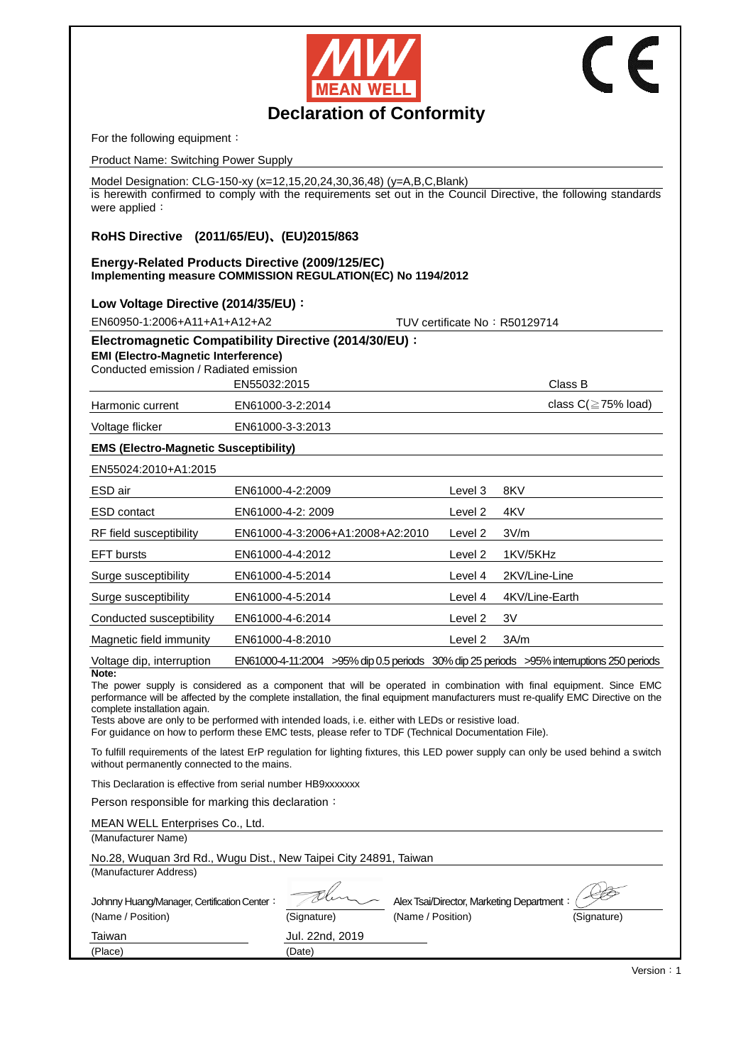# Declaration of Conformity

For the following equipment：

Product Name: Switching Power Supply

Model Designation: CLG-150-xy (x=12,15,20,24,30,36,48) (y=A,B,C,Blank)
is herewith confirmed to comply with the requirements set out in the Council Directive, the following standards were applied：

**RoHS Directive (2011/65/EU)、(EU)2015/863**

**Energy-Related Products Directive (2009/125/EC)**
**Implementing measure COMMISSION REGULATION(EC) No 1194/2012**

**Low Voltage Directive (2014/35/EU)：**

EN60950-1:2006+A11+A1+A12+A2 TUV certificate No：R50129714

**Electromagnetic Compatibility Directive (2014/30/EU)：**
**EMI (Electro-Magnetic Interference)**
Conducted emission / Radiated emission

| | | | |
|---|---|---|---|
| | EN55032:2015 | | Class B |
| Harmonic current | EN61000-3-2:2014 | | class C(≧75% load) |
| Voltage flicker | EN61000-3-3:2013 | | |

**EMS (Electro-Magnetic Susceptibility)**

| | | | |
|---|---|---|---|
| EN55024:2010+A1:2015 | | | |
| ESD air | EN61000-4-2:2009 | Level 3 | 8KV |
| ESD contact | EN61000-4-2: 2009 | Level 2 | 4KV |
| RF field susceptibility | EN61000-4-3:2006+A1:2008+A2:2010 | Level 2 | 3V/m |
| EFT bursts | EN61000-4-4:2012 | Level 2 | 1KV/5KHz |
| Surge susceptibility | EN61000-4-5:2014 | Level 4 | 2KV/Line-Line |
| Surge susceptibility | EN61000-4-5:2014 | Level 4 | 4KV/Line-Earth |
| Conducted susceptibility | EN61000-4-6:2014 | Level 2 | 3V |
| Magnetic field immunity | EN61000-4-8:2010 | Level 2 | 3A/m |
| Voltage dip, interruption | EN61000-4-11:2004 >95% dip 0.5 periods | 30% dip 25 periods | >95% interruptions 250 periods |

**Note:**
The power supply is considered as a component that will be operated in combination with final equipment. Since EMC performance will be affected by the complete installation, the final equipment manufacturers must re-qualify EMC Directive on the complete installation again.
Tests above are only to be performed with intended loads, i.e. either with LEDs or resistive load.
For guidance on how to perform these EMC tests, please refer to TDF (Technical Documentation File).

To fulfill requirements of the latest ErP regulation for lighting fixtures, this LED power supply can only be used behind a switch without permanently connected to the mains.

This Declaration is effective from serial number HB9xxxxxxx

Person responsible for marking this declaration：

MEAN WELL Enterprises Co., Ltd.
(Manufacturer Name)

No.28, Wuquan 3rd Rd., Wugu Dist., New Taipei City 24891, Taiwan
(Manufacturer Address)

| | | | |
|---|---|---|---|
| Johnny Huang/Manager, Certification Center： | | Alex Tsai/Director, Marketing Department： | |
| (Name / Position) | (Signature) | (Name / Position) | (Signature) |

Taiwan (Place)　　Jul. 22nd, 2019 (Date)

Version：1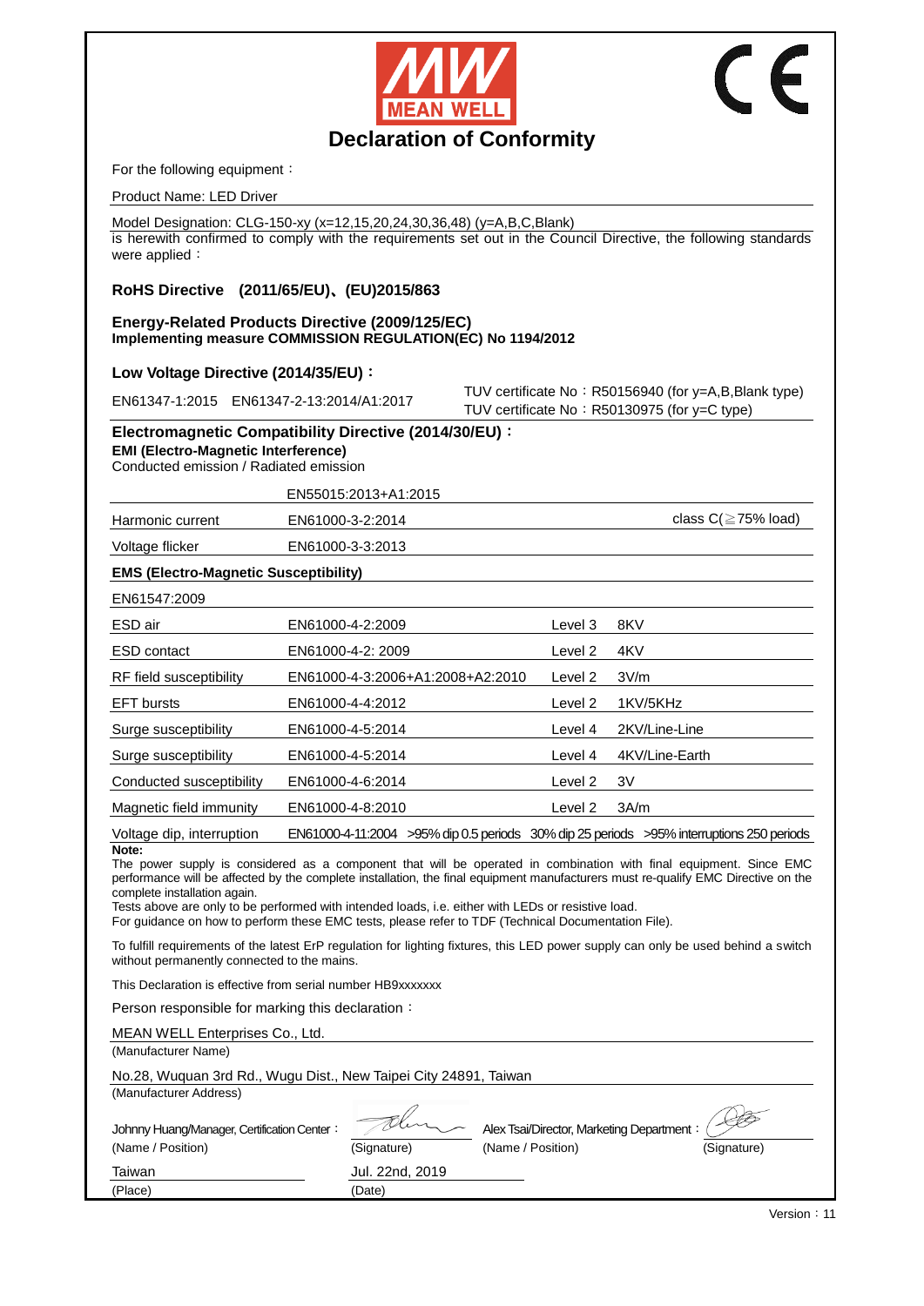# Declaration of Conformity

For the following equipment：

Product Name: LED Driver

Model Designation: CLG-150-xy (x=12,15,20,24,30,36,48) (y=A,B,C,Blank)
is herewith confirmed to comply with the requirements set out in the Council Directive, the following standards were applied：

**RoHS Directive (2011/65/EU)、(EU)2015/863**

**Energy-Related Products Directive (2009/125/EC)**
**Implementing measure COMMISSION REGULATION(EC) No 1194/2012**

**Low Voltage Directive (2014/35/EU)：**

EN61347-1:2015 EN61347-2-13:2014/A1:2017

TUV certificate No：R50156940 (for y=A,B,Blank type)
TUV certificate No：R50130975 (for y=C type)

**Electromagnetic Compatibility Directive (2014/30/EU)：**
**EMI (Electro-Magnetic Interference)**
Conducted emission / Radiated emission

| | | | |
|---|---|---|---|
| | EN55015:2013+A1:2015 | | |
| Harmonic current | EN61000-3-2:2014 | | class C(≧75% load) |
| Voltage flicker | EN61000-3-3:2013 | | |

**EMS (Electro-Magnetic Susceptibility)**

EN61547:2009

| | | | |
|---|---|---|---|
| ESD air | EN61000-4-2:2009 | Level 3 | 8KV |
| ESD contact | EN61000-4-2: 2009 | Level 2 | 4KV |
| RF field susceptibility | EN61000-4-3:2006+A1:2008+A2:2010 | Level 2 | 3V/m |
| EFT bursts | EN61000-4-4:2012 | Level 2 | 1KV/5KHz |
| Surge susceptibility | EN61000-4-5:2014 | Level 4 | 2KV/Line-Line |
| Surge susceptibility | EN61000-4-5:2014 | Level 4 | 4KV/Line-Earth |
| Conducted susceptibility | EN61000-4-6:2014 | Level 2 | 3V |
| Magnetic field immunity | EN61000-4-8:2010 | Level 2 | 3A/m |
| Voltage dip, interruption | EN61000-4-11:2004 >95% dip 0.5 periods | 30% dip 25 periods | >95% interruptions 250 periods |

**Note:**
The power supply is considered as a component that will be operated in combination with final equipment. Since EMC performance will be affected by the complete installation, the final equipment manufacturers must re-qualify EMC Directive on the complete installation again.
Tests above are only to be performed with intended loads, i.e. either with LEDs or resistive load.
For guidance on how to perform these EMC tests, please refer to TDF (Technical Documentation File).

To fulfill requirements of the latest ErP regulation for lighting fixtures, this LED power supply can only be used behind a switch without permanently connected to the mains.

This Declaration is effective from serial number HB9xxxxxxx

Person responsible for marking this declaration：

MEAN WELL Enterprises Co., Ltd.
(Manufacturer Name)

No.28, Wuquan 3rd Rd., Wugu Dist., New Taipei City 24891, Taiwan
(Manufacturer Address)

| | | | |
|---|---|---|---|
| Johnny Huang/Manager, Certification Center： | | Alex Tsai/Director, Marketing Department： | |
| (Name / Position) | (Signature) | (Name / Position) | (Signature) |
| Taiwan | Jul. 22nd, 2019 | | |
| (Place) | (Date) | | |

Version：11